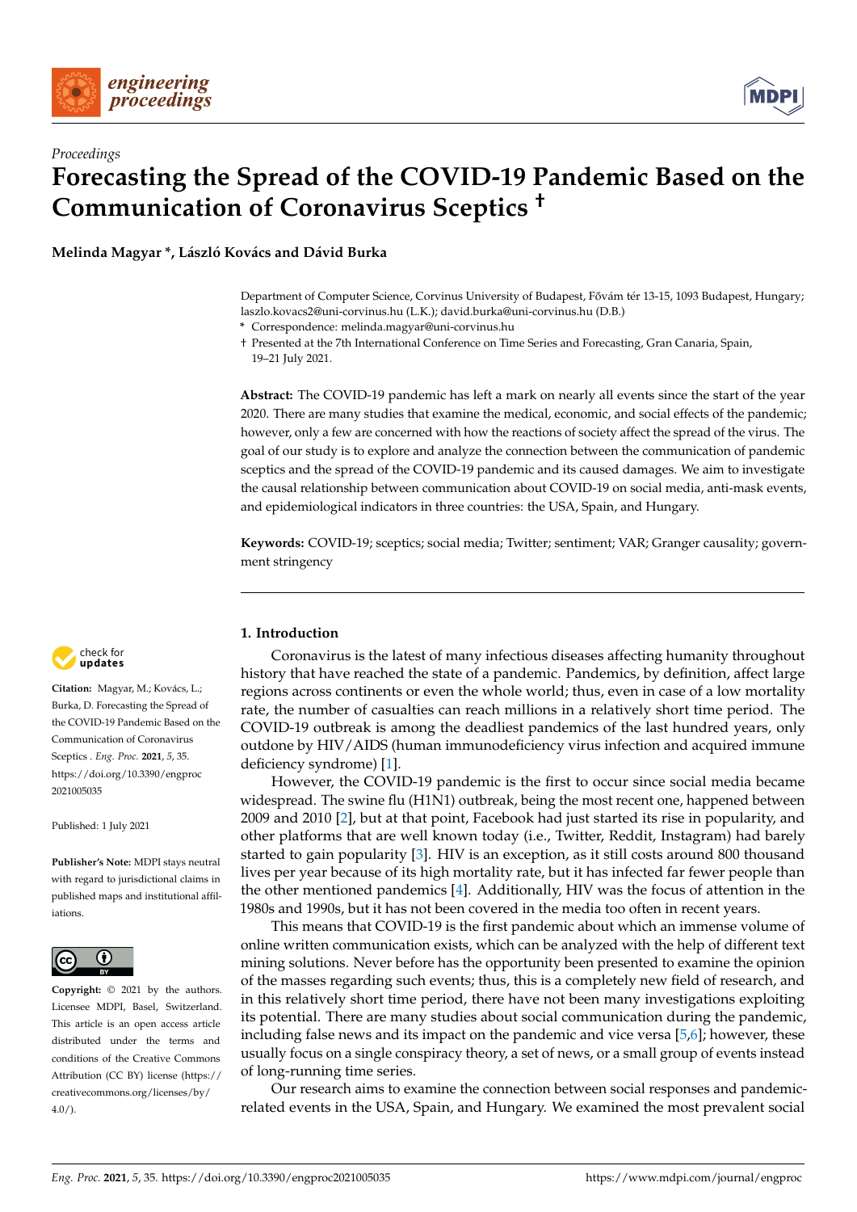*Proceedings*

# Forecasting the Spread of the COVID-19 Pandemic Based on the Communication of Coronavirus Sceptics †

**Melinda Magyar \*, László Kovács and Dávid Burka**

Department of Computer Science, Corvinus University of Budapest, Fővám tér 13-15, 1093 Budapest, Hungary; laszlo.kovacs2@uni-corvinus.hu (L.K.); david.burka@uni-corvinus.hu (D.B.)

\* Correspondence: melinda.magyar@uni-corvinus.hu

† Presented at the 7th International Conference on Time Series and Forecasting, Gran Canaria, Spain, 19–21 July 2021.

**Abstract:** The COVID-19 pandemic has left a mark on nearly all events since the start of the year 2020. There are many studies that examine the medical, economic, and social effects of the pandemic; however, only a few are concerned with how the reactions of society affect the spread of the virus. The goal of our study is to explore and analyze the connection between the communication of pandemic sceptics and the spread of the COVID-19 pandemic and its caused damages. We aim to investigate the causal relationship between communication about COVID-19 on social media, anti-mask events, and epidemiological indicators in three countries: the USA, Spain, and Hungary.

**Keywords:** COVID-19; sceptics; social media; Twitter; sentiment; VAR; Granger causality; government stringency

**Citation:** Magyar, M.; Kovács, L.; Burka, D. Forecasting the Spread of the COVID-19 Pandemic Based on the Communication of Coronavirus Sceptics . *Eng. Proc.* **2021**, *5*, 35. https://doi.org/10.3390/engproc2021005035

Published: 1 July 2021

**Publisher's Note:** MDPI stays neutral with regard to jurisdictional claims in published maps and institutional affiliations.

**Copyright:** © 2021 by the authors. Licensee MDPI, Basel, Switzerland. This article is an open access article distributed under the terms and conditions of the Creative Commons Attribution (CC BY) license (https://creativecommons.org/licenses/by/4.0/).

## 1. Introduction

Coronavirus is the latest of many infectious diseases affecting humanity throughout history that have reached the state of a pandemic. Pandemics, by definition, affect large regions across continents or even the whole world; thus, even in case of a low mortality rate, the number of casualties can reach millions in a relatively short time period. The COVID-19 outbreak is among the deadliest pandemics of the last hundred years, only outdone by HIV/AIDS (human immunodeficiency virus infection and acquired immune deficiency syndrome) [1].

However, the COVID-19 pandemic is the first to occur since social media became widespread. The swine flu (H1N1) outbreak, being the most recent one, happened between 2009 and 2010 [2], but at that point, Facebook had just started its rise in popularity, and other platforms that are well known today (i.e., Twitter, Reddit, Instagram) had barely started to gain popularity [3]. HIV is an exception, as it still costs around 800 thousand lives per year because of its high mortality rate, but it has infected far fewer people than the other mentioned pandemics [4]. Additionally, HIV was the focus of attention in the 1980s and 1990s, but it has not been covered in the media too often in recent years.

This means that COVID-19 is the first pandemic about which an immense volume of online written communication exists, which can be analyzed with the help of different text mining solutions. Never before has the opportunity been presented to examine the opinion of the masses regarding such events; thus, this is a completely new field of research, and in this relatively short time period, there have not been many investigations exploiting its potential. There are many studies about social communication during the pandemic, including false news and its impact on the pandemic and vice versa [5,6]; however, these usually focus on a single conspiracy theory, a set of news, or a small group of events instead of long-running time series.

Our research aims to examine the connection between social responses and pandemic-related events in the USA, Spain, and Hungary. We examined the most prevalent social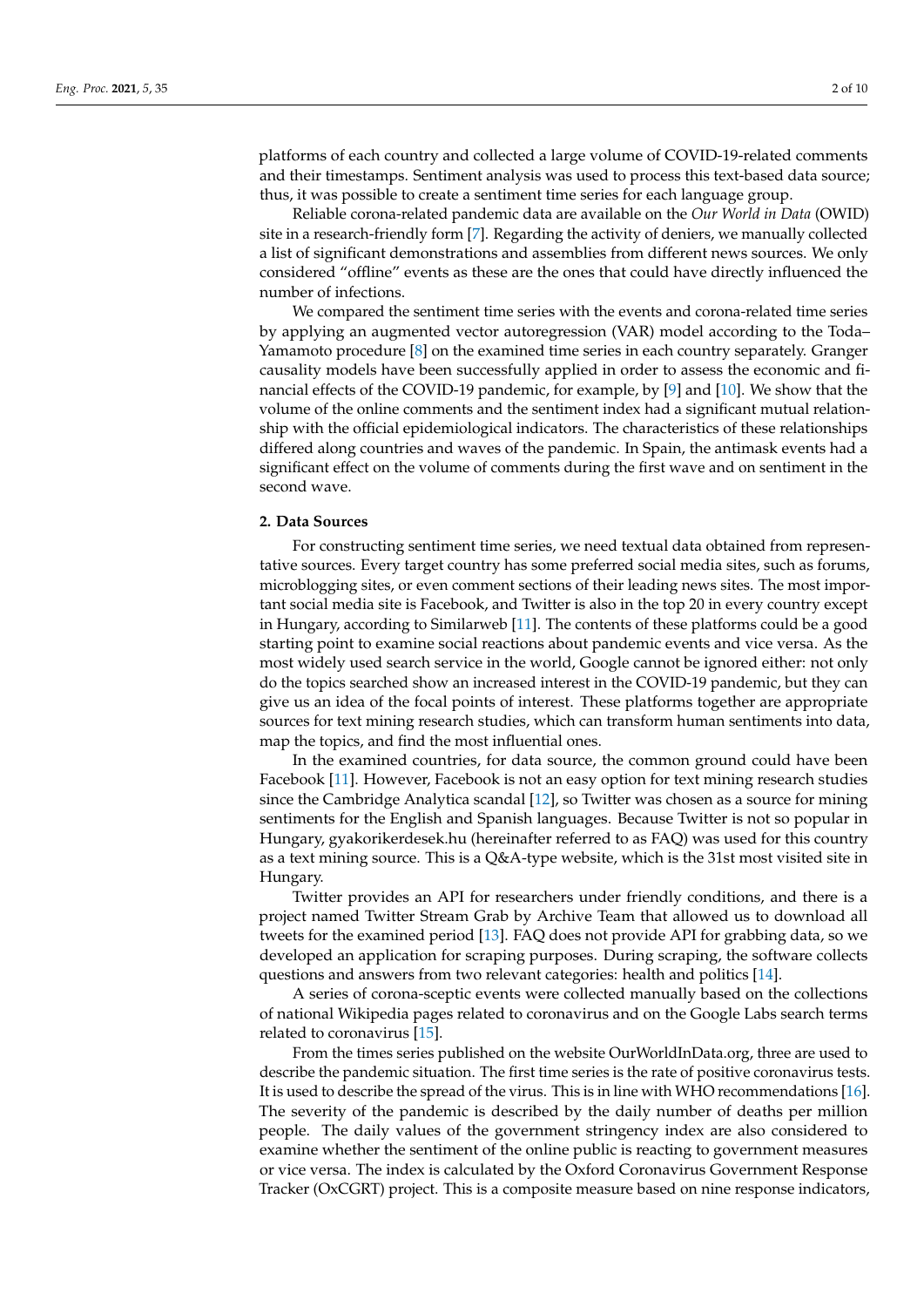platforms of each country and collected a large volume of COVID-19-related comments and their timestamps. Sentiment analysis was used to process this text-based data source; thus, it was possible to create a sentiment time series for each language group.

Reliable corona-related pandemic data are available on the *Our World in Data* (OWID) site in a research-friendly form [7]. Regarding the activity of deniers, we manually collected a list of significant demonstrations and assemblies from different news sources. We only considered "offline" events as these are the ones that could have directly influenced the number of infections.

We compared the sentiment time series with the events and corona-related time series by applying an augmented vector autoregression (VAR) model according to the Toda–Yamamoto procedure [8] on the examined time series in each country separately. Granger causality models have been successfully applied in order to assess the economic and financial effects of the COVID-19 pandemic, for example, by [9] and [10]. We show that the volume of the online comments and the sentiment index had a significant mutual relationship with the official epidemiological indicators. The characteristics of these relationships differed along countries and waves of the pandemic. In Spain, the antimask events had a significant effect on the volume of comments during the first wave and on sentiment in the second wave.

## 2. Data Sources

For constructing sentiment time series, we need textual data obtained from representative sources. Every target country has some preferred social media sites, such as forums, microblogging sites, or even comment sections of their leading news sites. The most important social media site is Facebook, and Twitter is also in the top 20 in every country except in Hungary, according to Similarweb [11]. The contents of these platforms could be a good starting point to examine social reactions about pandemic events and vice versa. As the most widely used search service in the world, Google cannot be ignored either: not only do the topics searched show an increased interest in the COVID-19 pandemic, but they can give us an idea of the focal points of interest. These platforms together are appropriate sources for text mining research studies, which can transform human sentiments into data, map the topics, and find the most influential ones.

In the examined countries, for data source, the common ground could have been Facebook [11]. However, Facebook is not an easy option for text mining research studies since the Cambridge Analytica scandal [12], so Twitter was chosen as a source for mining sentiments for the English and Spanish languages. Because Twitter is not so popular in Hungary, gyakorikerdesek.hu (hereinafter referred to as FAQ) was used for this country as a text mining source. This is a Q&A-type website, which is the 31st most visited site in Hungary.

Twitter provides an API for researchers under friendly conditions, and there is a project named Twitter Stream Grab by Archive Team that allowed us to download all tweets for the examined period [13]. FAQ does not provide API for grabbing data, so we developed an application for scraping purposes. During scraping, the software collects questions and answers from two relevant categories: health and politics [14].

A series of corona-sceptic events were collected manually based on the collections of national Wikipedia pages related to coronavirus and on the Google Labs search terms related to coronavirus [15].

From the times series published on the website OurWorldInData.org, three are used to describe the pandemic situation. The first time series is the rate of positive coronavirus tests. It is used to describe the spread of the virus. This is in line with WHO recommendations [16]. The severity of the pandemic is described by the daily number of deaths per million people. The daily values of the government stringency index are also considered to examine whether the sentiment of the online public is reacting to government measures or vice versa. The index is calculated by the Oxford Coronavirus Government Response Tracker (OxCGRT) project. This is a composite measure based on nine response indicators,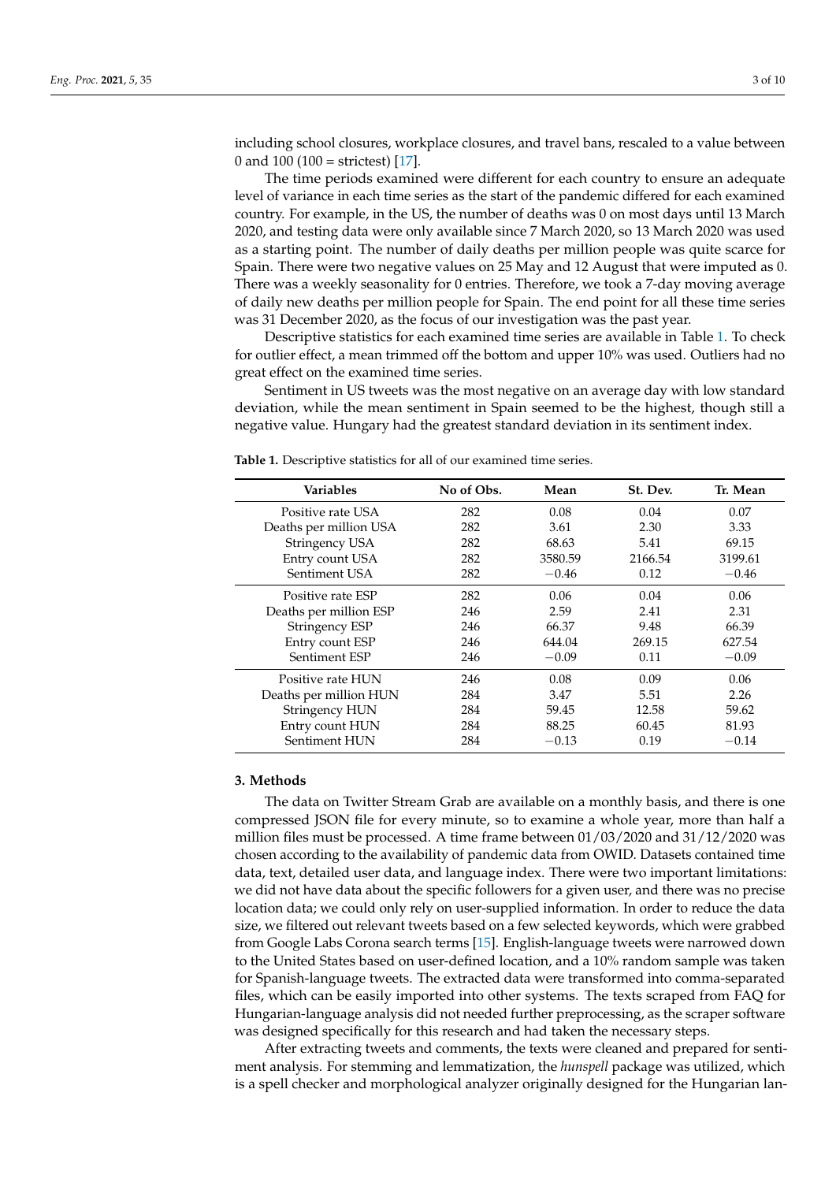including school closures, workplace closures, and travel bans, rescaled to a value between 0 and 100 (100 = strictest) [17].

The time periods examined were different for each country to ensure an adequate level of variance in each time series as the start of the pandemic differed for each examined country. For example, in the US, the number of deaths was 0 on most days until 13 March 2020, and testing data were only available since 7 March 2020, so 13 March 2020 was used as a starting point. The number of daily deaths per million people was quite scarce for Spain. There were two negative values on 25 May and 12 August that were imputed as 0. There was a weekly seasonality for 0 entries. Therefore, we took a 7-day moving average of daily new deaths per million people for Spain. The end point for all these time series was 31 December 2020, as the focus of our investigation was the past year.

Descriptive statistics for each examined time series are available in Table 1. To check for outlier effect, a mean trimmed off the bottom and upper 10% was used. Outliers had no great effect on the examined time series.

Sentiment in US tweets was the most negative on an average day with low standard deviation, while the mean sentiment in Spain seemed to be the highest, though still a negative value. Hungary had the greatest standard deviation in its sentiment index.

**Table 1.** Descriptive statistics for all of our examined time series.

| Variables | No of Obs. | Mean | St. Dev. | Tr. Mean |
|---|---|---|---|---|
| Positive rate USA | 282 | 0.08 | 0.04 | 0.07 |
| Deaths per million USA | 282 | 3.61 | 2.30 | 3.33 |
| Stringency USA | 282 | 68.63 | 5.41 | 69.15 |
| Entry count USA | 282 | 3580.59 | 2166.54 | 3199.61 |
| Sentiment USA | 282 | −0.46 | 0.12 | −0.46 |
| Positive rate ESP | 282 | 0.06 | 0.04 | 0.06 |
| Deaths per million ESP | 246 | 2.59 | 2.41 | 2.31 |
| Stringency ESP | 246 | 66.37 | 9.48 | 66.39 |
| Entry count ESP | 246 | 644.04 | 269.15 | 627.54 |
| Sentiment ESP | 246 | −0.09 | 0.11 | −0.09 |
| Positive rate HUN | 246 | 0.08 | 0.09 | 0.06 |
| Deaths per million HUN | 284 | 3.47 | 5.51 | 2.26 |
| Stringency HUN | 284 | 59.45 | 12.58 | 59.62 |
| Entry count HUN | 284 | 88.25 | 60.45 | 81.93 |
| Sentiment HUN | 284 | −0.13 | 0.19 | −0.14 |

## 3. Methods

The data on Twitter Stream Grab are available on a monthly basis, and there is one compressed JSON file for every minute, so to examine a whole year, more than half a million files must be processed. A time frame between 01/03/2020 and 31/12/2020 was chosen according to the availability of pandemic data from OWID. Datasets contained time data, text, detailed user data, and language index. There were two important limitations: we did not have data about the specific followers for a given user, and there was no precise location data; we could only rely on user-supplied information. In order to reduce the data size, we filtered out relevant tweets based on a few selected keywords, which were grabbed from Google Labs Corona search terms [15]. English-language tweets were narrowed down to the United States based on user-defined location, and a 10% random sample was taken for Spanish-language tweets. The extracted data were transformed into comma-separated files, which can be easily imported into other systems. The texts scraped from FAQ for Hungarian-language analysis did not needed further preprocessing, as the scraper software was designed specifically for this research and had taken the necessary steps.

After extracting tweets and comments, the texts were cleaned and prepared for sentiment analysis. For stemming and lemmatization, the *hunspell* package was utilized, which is a spell checker and morphological analyzer originally designed for the Hungarian lan-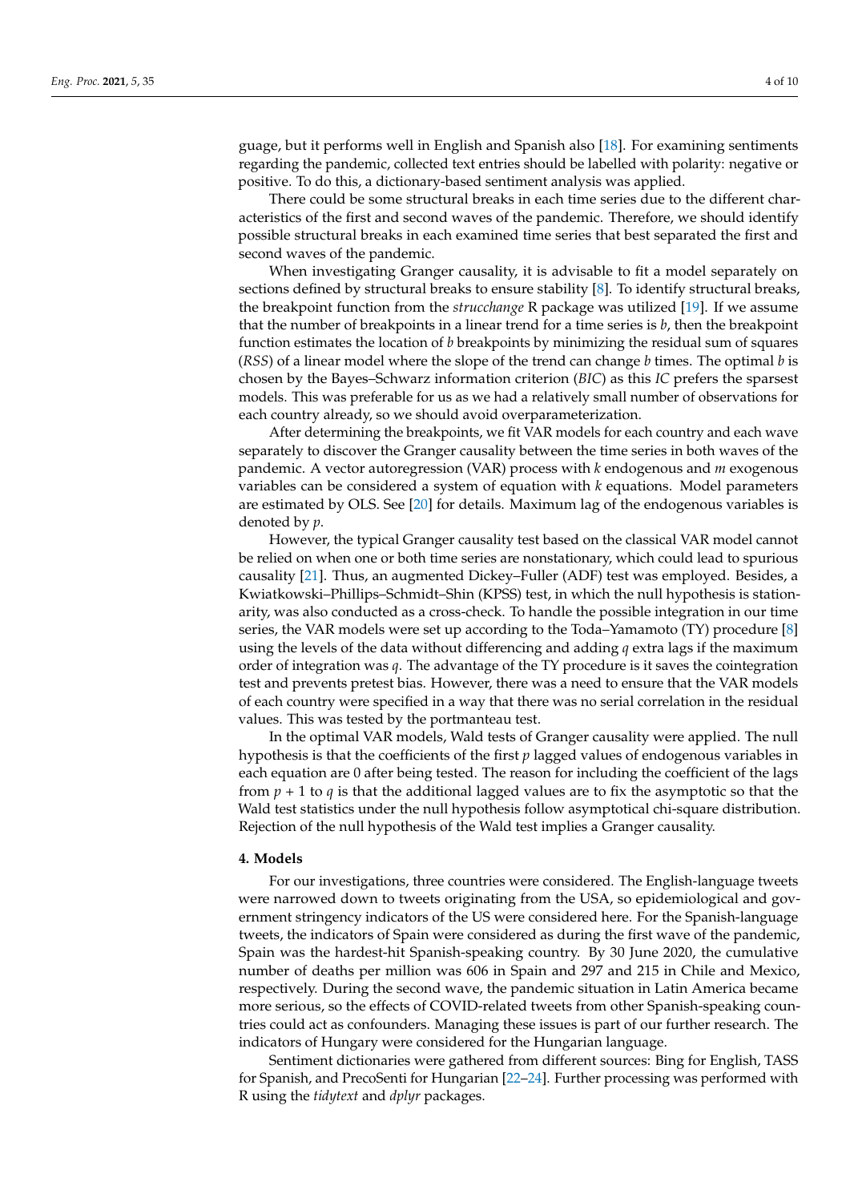guage, but it performs well in English and Spanish also [18]. For examining sentiments regarding the pandemic, collected text entries should be labelled with polarity: negative or positive. To do this, a dictionary-based sentiment analysis was applied.

There could be some structural breaks in each time series due to the different characteristics of the first and second waves of the pandemic. Therefore, we should identify possible structural breaks in each examined time series that best separated the first and second waves of the pandemic.

When investigating Granger causality, it is advisable to fit a model separately on sections defined by structural breaks to ensure stability [8]. To identify structural breaks, the breakpoint function from the *strucchange* R package was utilized [19]. If we assume that the number of breakpoints in a linear trend for a time series is $b$, then the breakpoint function estimates the location of $b$ breakpoints by minimizing the residual sum of squares ($RSS$) of a linear model where the slope of the trend can change $b$ times. The optimal $b$ is chosen by the Bayes–Schwarz information criterion ($BIC$) as this $IC$ prefers the sparsest models. This was preferable for us as we had a relatively small number of observations for each country already, so we should avoid overparameterization.

After determining the breakpoints, we fit VAR models for each country and each wave separately to discover the Granger causality between the time series in both waves of the pandemic. A vector autoregression (VAR) process with $k$ endogenous and $m$ exogenous variables can be considered a system of equation with $k$ equations. Model parameters are estimated by OLS. See [20] for details. Maximum lag of the endogenous variables is denoted by $p$.

However, the typical Granger causality test based on the classical VAR model cannot be relied on when one or both time series are nonstationary, which could lead to spurious causality [21]. Thus, an augmented Dickey–Fuller (ADF) test was employed. Besides, a Kwiatkowski–Phillips–Schmidt–Shin (KPSS) test, in which the null hypothesis is stationarity, was also conducted as a cross-check. To handle the possible integration in our time series, the VAR models were set up according to the Toda–Yamamoto (TY) procedure [8] using the levels of the data without differencing and adding $q$ extra lags if the maximum order of integration was $q$. The advantage of the TY procedure is it saves the cointegration test and prevents pretest bias. However, there was a need to ensure that the VAR models of each country were specified in a way that there was no serial correlation in the residual values. This was tested by the portmanteau test.

In the optimal VAR models, Wald tests of Granger causality were applied. The null hypothesis is that the coefficients of the first $p$ lagged values of endogenous variables in each equation are 0 after being tested. The reason for including the coefficient of the lags from $p + 1$ to $q$ is that the additional lagged values are to fix the asymptotic so that the Wald test statistics under the null hypothesis follow asymptotical chi-square distribution. Rejection of the null hypothesis of the Wald test implies a Granger causality.

#### 4. Models

For our investigations, three countries were considered. The English-language tweets were narrowed down to tweets originating from the USA, so epidemiological and government stringency indicators of the US were considered here. For the Spanish-language tweets, the indicators of Spain were considered as during the first wave of the pandemic, Spain was the hardest-hit Spanish-speaking country. By 30 June 2020, the cumulative number of deaths per million was 606 in Spain and 297 and 215 in Chile and Mexico, respectively. During the second wave, the pandemic situation in Latin America became more serious, so the effects of COVID-related tweets from other Spanish-speaking countries could act as confounders. Managing these issues is part of our further research. The indicators of Hungary were considered for the Hungarian language.

Sentiment dictionaries were gathered from different sources: Bing for English, TASS for Spanish, and PrecoSenti for Hungarian [22–24]. Further processing was performed with R using the *tidytext* and *dplyr* packages.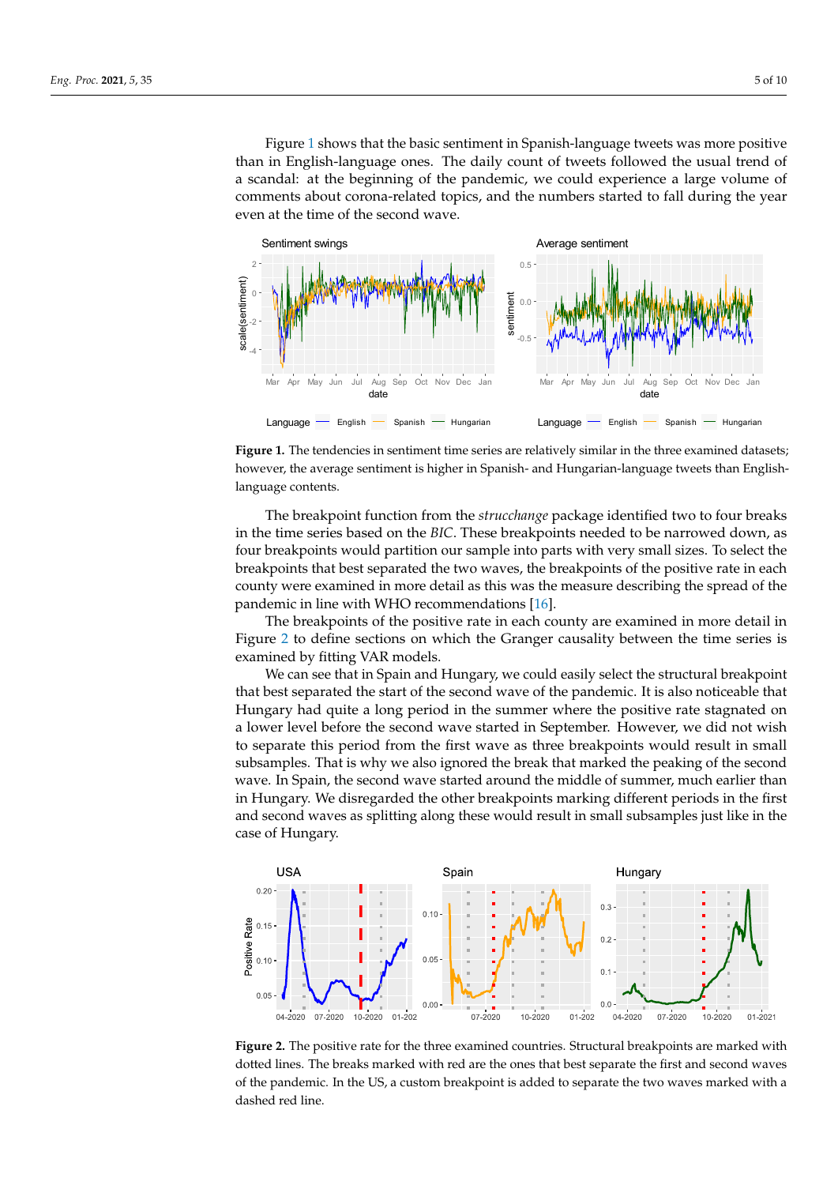Figure 1 shows that the basic sentiment in Spanish-language tweets was more positive than in English-language ones. The daily count of tweets followed the usual trend of a scandal: at the beginning of the pandemic, we could experience a large volume of comments about corona-related topics, and the numbers started to fall during the year even at the time of the second wave.

**Figure 1.** The tendencies in sentiment time series are relatively similar in the three examined datasets; however, the average sentiment is higher in Spanish- and Hungarian-language tweets than English-language contents.

The breakpoint function from the *strucchange* package identified two to four breaks in the time series based on the *BIC*. These breakpoints needed to be narrowed down, as four breakpoints would partition our sample into parts with very small sizes. To select the breakpoints that best separated the two waves, the breakpoints of the positive rate in each county were examined in more detail as this was the measure describing the spread of the pandemic in line with WHO recommendations [16].

The breakpoints of the positive rate in each county are examined in more detail in Figure 2 to define sections on which the Granger causality between the time series is examined by fitting VAR models.

We can see that in Spain and Hungary, we could easily select the structural breakpoint that best separated the start of the second wave of the pandemic. It is also noticeable that Hungary had quite a long period in the summer where the positive rate stagnated on a lower level before the second wave started in September. However, we did not wish to separate this period from the first wave as three breakpoints would result in small subsamples. That is why we also ignored the break that marked the peaking of the second wave. In Spain, the second wave started around the middle of summer, much earlier than in Hungary. We disregarded the other breakpoints marking different periods in the first and second waves as splitting along these would result in small subsamples just like in the case of Hungary.

**Figure 2.** The positive rate for the three examined countries. Structural breakpoints are marked with dotted lines. The breaks marked with red are the ones that best separate the first and second waves of the pandemic. In the US, a custom breakpoint is added to separate the two waves marked with a dashed red line.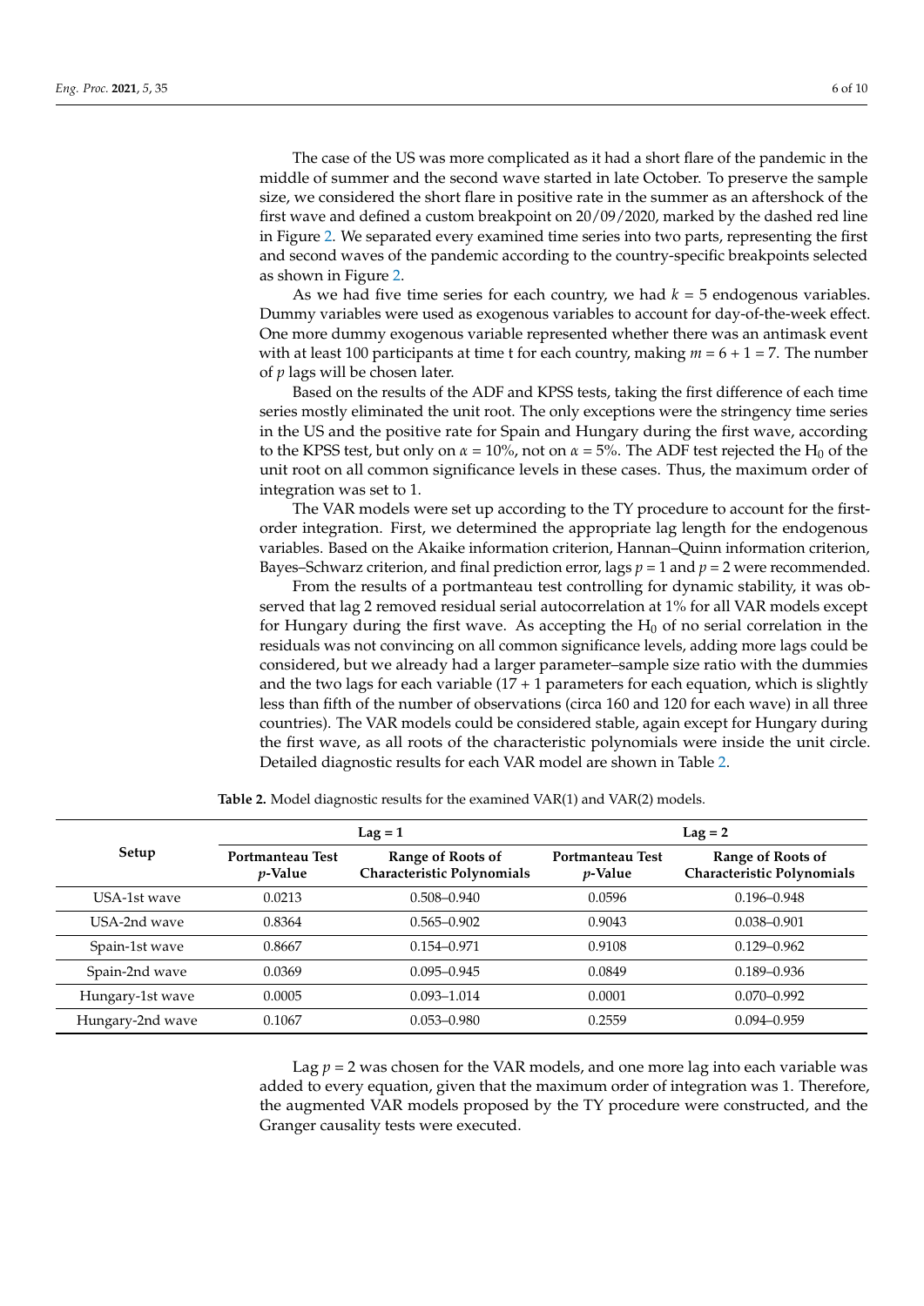The case of the US was more complicated as it had a short flare of the pandemic in the middle of summer and the second wave started in late October. To preserve the sample size, we considered the short flare in positive rate in the summer as an aftershock of the first wave and defined a custom breakpoint on 20/09/2020, marked by the dashed red line in Figure 2. We separated every examined time series into two parts, representing the first and second waves of the pandemic according to the country-specific breakpoints selected as shown in Figure 2.

As we had five time series for each country, we had $k = 5$ endogenous variables. Dummy variables were used as exogenous variables to account for day-of-the-week effect. One more dummy exogenous variable represented whether there was an antimask event with at least 100 participants at time t for each country, making $m = 6 + 1 = 7$. The number of $p$ lags will be chosen later.

Based on the results of the ADF and KPSS tests, taking the first difference of each time series mostly eliminated the unit root. The only exceptions were the stringency time series in the US and the positive rate for Spain and Hungary during the first wave, according to the KPSS test, but only on $\alpha = 10\%$, not on $\alpha = 5\%$. The ADF test rejected the $H_0$ of the unit root on all common significance levels in these cases. Thus, the maximum order of integration was set to 1.

The VAR models were set up according to the TY procedure to account for the first-order integration. First, we determined the appropriate lag length for the endogenous variables. Based on the Akaike information criterion, Hannan–Quinn information criterion, Bayes–Schwarz criterion, and final prediction error, lags $p = 1$ and $p = 2$ were recommended.

From the results of a portmanteau test controlling for dynamic stability, it was observed that lag 2 removed residual serial autocorrelation at 1% for all VAR models except for Hungary during the first wave. As accepting the $H_0$ of no serial correlation in the residuals was not convincing on all common significance levels, adding more lags could be considered, but we already had a larger parameter–sample size ratio with the dummies and the two lags for each variable (17 + 1 parameters for each equation, which is slightly less than fifth of the number of observations (circa 160 and 120 for each wave) in all three countries). The VAR models could be considered stable, again except for Hungary during the first wave, as all roots of the characteristic polynomials were inside the unit circle. Detailed diagnostic results for each VAR model are shown in Table 2.

**Table 2.** Model diagnostic results for the examined VAR(1) and VAR(2) models.

| Setup | Lag = 1 | | Lag = 2 | |
|---|---|---|---|---|
| | Portmanteau Test $p$-Value | Range of Roots of Characteristic Polynomials | Portmanteau Test $p$-Value | Range of Roots of Characteristic Polynomials |
| USA-1st wave | 0.0213 | 0.508–0.940 | 0.0596 | 0.196–0.948 |
| USA-2nd wave | 0.8364 | 0.565–0.902 | 0.9043 | 0.038–0.901 |
| Spain-1st wave | 0.8667 | 0.154–0.971 | 0.9108 | 0.129–0.962 |
| Spain-2nd wave | 0.0369 | 0.095–0.945 | 0.0849 | 0.189–0.936 |
| Hungary-1st wave | 0.0005 | 0.093–1.014 | 0.0001 | 0.070–0.992 |
| Hungary-2nd wave | 0.1067 | 0.053–0.980 | 0.2559 | 0.094–0.959 |

Lag $p = 2$ was chosen for the VAR models, and one more lag into each variable was added to every equation, given that the maximum order of integration was 1. Therefore, the augmented VAR models proposed by the TY procedure were constructed, and the Granger causality tests were executed.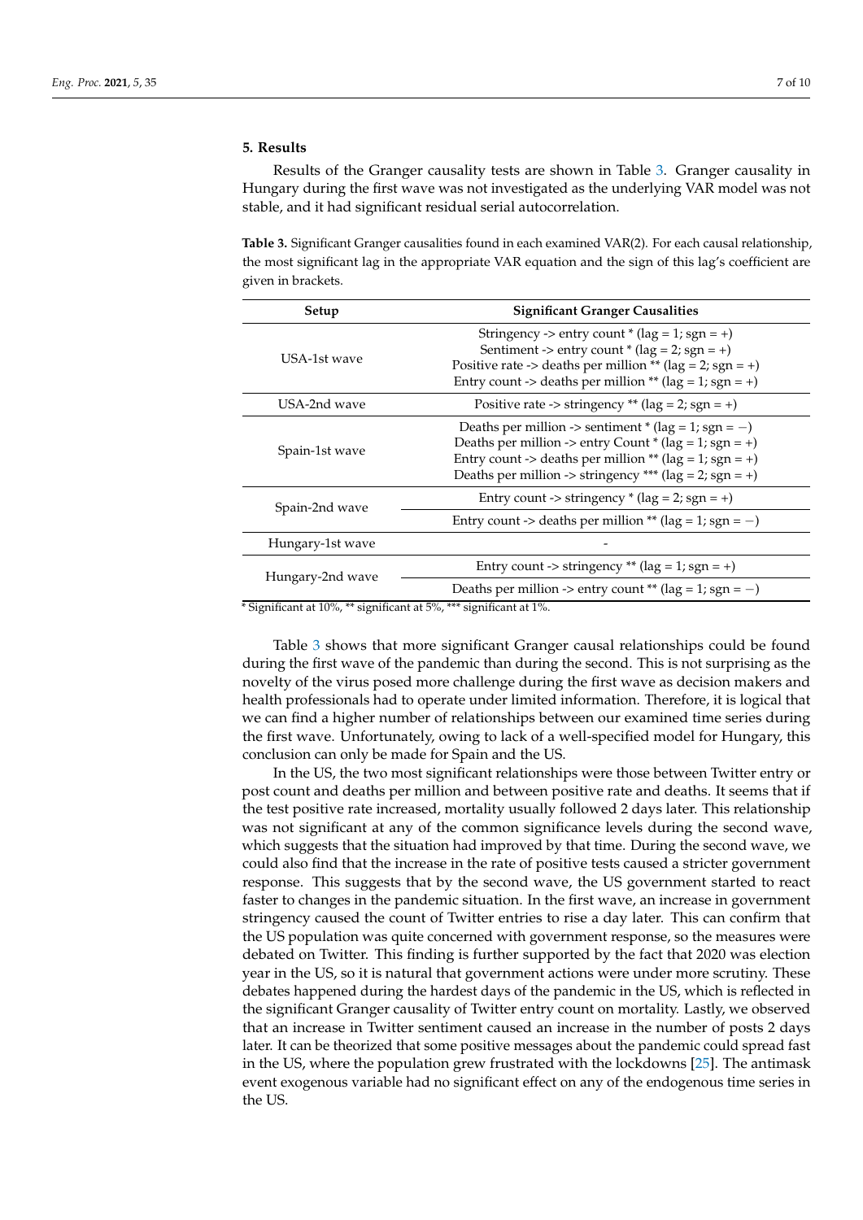## 5. Results

Results of the Granger causality tests are shown in Table 3. Granger causality in Hungary during the first wave was not investigated as the underlying VAR model was not stable, and it had significant residual serial autocorrelation.

**Table 3.** Significant Granger causalities found in each examined VAR(2). For each causal relationship, the most significant lag in the appropriate VAR equation and the sign of this lag's coefficient are given in brackets.

| Setup | Significant Granger Causalities |
|---|---|
| USA-1st wave | Stringency -> entry count * (lag = 1; sgn = +)<br>Sentiment -> entry count * (lag = 2; sgn = +)<br>Positive rate -> deaths per million ** (lag = 2; sgn = +)<br>Entry count -> deaths per million ** (lag = 1; sgn = +) |
| USA-2nd wave | Positive rate -> stringency ** (lag = 2; sgn = +) |
| Spain-1st wave | Deaths per million -> sentiment * (lag = 1; sgn = −)<br>Deaths per million -> entry Count * (lag = 1; sgn = +)<br>Entry count -> deaths per million ** (lag = 1; sgn = +)<br>Deaths per million -> stringency *** (lag = 2; sgn = +) |
| Spain-2nd wave | Entry count -> stringency * (lag = 2; sgn = +) |
| | Entry count -> deaths per million ** (lag = 1; sgn = −) |
| Hungary-1st wave | - |
| Hungary-2nd wave | Entry count -> stringency ** (lag = 1; sgn = +) |
| | Deaths per million -> entry count ** (lag = 1; sgn = −) |

* Significant at 10%, ** significant at 5%, *** significant at 1%.

Table 3 shows that more significant Granger causal relationships could be found during the first wave of the pandemic than during the second. This is not surprising as the novelty of the virus posed more challenge during the first wave as decision makers and health professionals had to operate under limited information. Therefore, it is logical that we can find a higher number of relationships between our examined time series during the first wave. Unfortunately, owing to lack of a well-specified model for Hungary, this conclusion can only be made for Spain and the US.

In the US, the two most significant relationships were those between Twitter entry or post count and deaths per million and between positive rate and deaths. It seems that if the test positive rate increased, mortality usually followed 2 days later. This relationship was not significant at any of the common significance levels during the second wave, which suggests that the situation had improved by that time. During the second wave, we could also find that the increase in the rate of positive tests caused a stricter government response. This suggests that by the second wave, the US government started to react faster to changes in the pandemic situation. In the first wave, an increase in government stringency caused the count of Twitter entries to rise a day later. This can confirm that the US population was quite concerned with government response, so the measures were debated on Twitter. This finding is further supported by the fact that 2020 was election year in the US, so it is natural that government actions were under more scrutiny. These debates happened during the hardest days of the pandemic in the US, which is reflected in the significant Granger causality of Twitter entry count on mortality. Lastly, we observed that an increase in Twitter sentiment caused an increase in the number of posts 2 days later. It can be theorized that some positive messages about the pandemic could spread fast in the US, where the population grew frustrated with the lockdowns [25]. The antimask event exogenous variable had no significant effect on any of the endogenous time series in the US.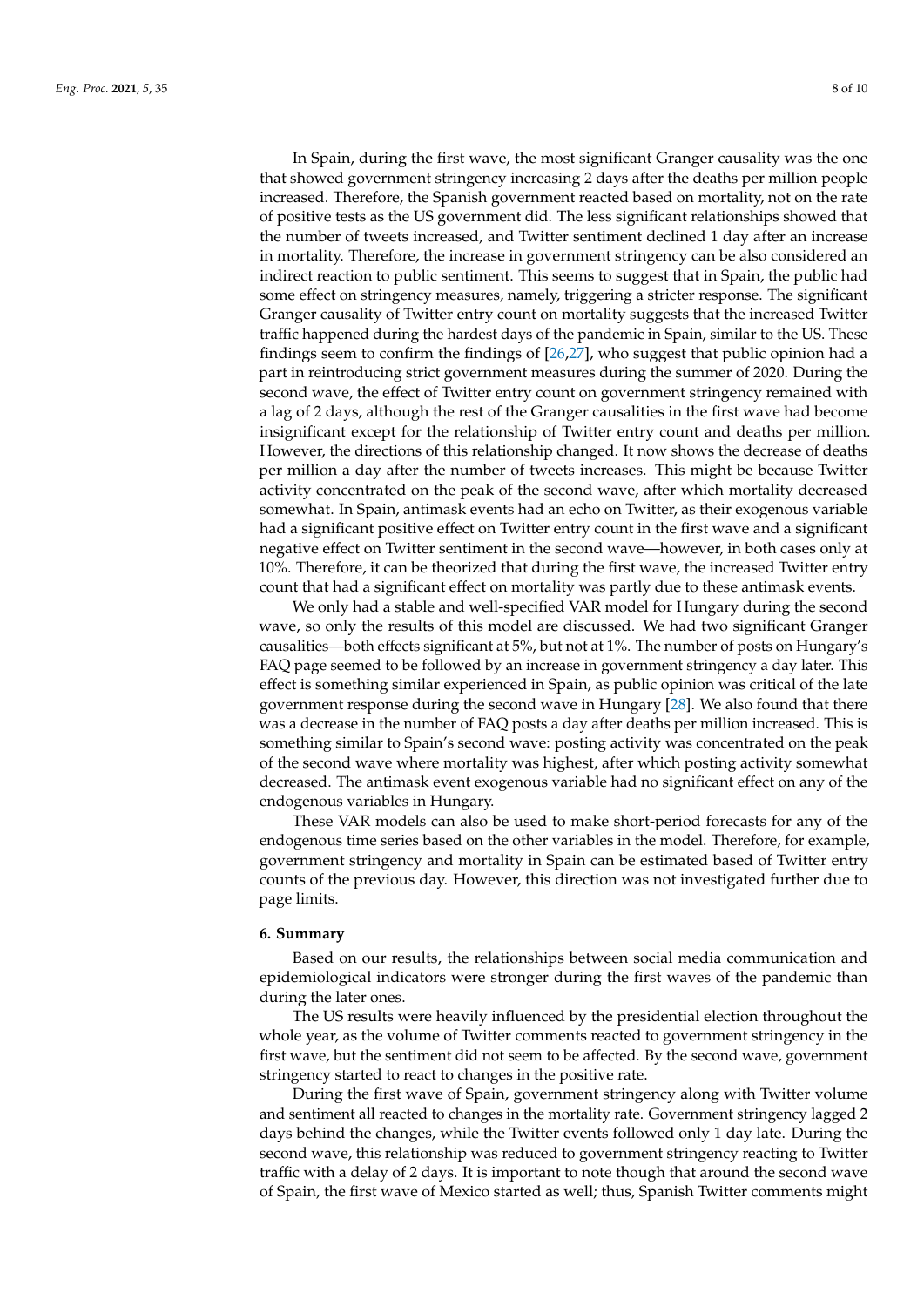In Spain, during the first wave, the most significant Granger causality was the one that showed government stringency increasing 2 days after the deaths per million people increased. Therefore, the Spanish government reacted based on mortality, not on the rate of positive tests as the US government did. The less significant relationships showed that the number of tweets increased, and Twitter sentiment declined 1 day after an increase in mortality. Therefore, the increase in government stringency can be also considered an indirect reaction to public sentiment. This seems to suggest that in Spain, the public had some effect on stringency measures, namely, triggering a stricter response. The significant Granger causality of Twitter entry count on mortality suggests that the increased Twitter traffic happened during the hardest days of the pandemic in Spain, similar to the US. These findings seem to confirm the findings of [26,27], who suggest that public opinion had a part in reintroducing strict government measures during the summer of 2020. During the second wave, the effect of Twitter entry count on government stringency remained with a lag of 2 days, although the rest of the Granger causalities in the first wave had become insignificant except for the relationship of Twitter entry count and deaths per million. However, the directions of this relationship changed. It now shows the decrease of deaths per million a day after the number of tweets increases. This might be because Twitter activity concentrated on the peak of the second wave, after which mortality decreased somewhat. In Spain, antimask events had an echo on Twitter, as their exogenous variable had a significant positive effect on Twitter entry count in the first wave and a significant negative effect on Twitter sentiment in the second wave—however, in both cases only at 10%. Therefore, it can be theorized that during the first wave, the increased Twitter entry count that had a significant effect on mortality was partly due to these antimask events.

We only had a stable and well-specified VAR model for Hungary during the second wave, so only the results of this model are discussed. We had two significant Granger causalities—both effects significant at 5%, but not at 1%. The number of posts on Hungary's FAQ page seemed to be followed by an increase in government stringency a day later. This effect is something similar experienced in Spain, as public opinion was critical of the late government response during the second wave in Hungary [28]. We also found that there was a decrease in the number of FAQ posts a day after deaths per million increased. This is something similar to Spain's second wave: posting activity was concentrated on the peak of the second wave where mortality was highest, after which posting activity somewhat decreased. The antimask event exogenous variable had no significant effect on any of the endogenous variables in Hungary.

These VAR models can also be used to make short-period forecasts for any of the endogenous time series based on the other variables in the model. Therefore, for example, government stringency and mortality in Spain can be estimated based of Twitter entry counts of the previous day. However, this direction was not investigated further due to page limits.

## 6. Summary

Based on our results, the relationships between social media communication and epidemiological indicators were stronger during the first waves of the pandemic than during the later ones.

The US results were heavily influenced by the presidential election throughout the whole year, as the volume of Twitter comments reacted to government stringency in the first wave, but the sentiment did not seem to be affected. By the second wave, government stringency started to react to changes in the positive rate.

During the first wave of Spain, government stringency along with Twitter volume and sentiment all reacted to changes in the mortality rate. Government stringency lagged 2 days behind the changes, while the Twitter events followed only 1 day late. During the second wave, this relationship was reduced to government stringency reacting to Twitter traffic with a delay of 2 days. It is important to note though that around the second wave of Spain, the first wave of Mexico started as well; thus, Spanish Twitter comments might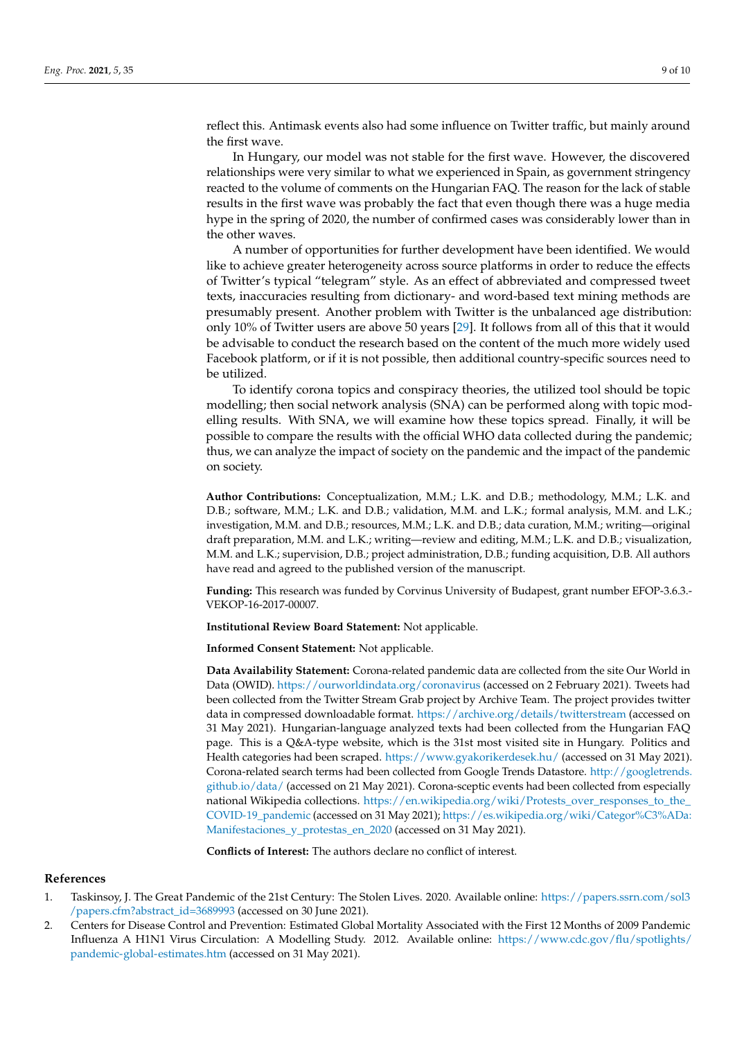reflect this. Antimask events also had some influence on Twitter traffic, but mainly around the first wave.

In Hungary, our model was not stable for the first wave. However, the discovered relationships were very similar to what we experienced in Spain, as government stringency reacted to the volume of comments on the Hungarian FAQ. The reason for the lack of stable results in the first wave was probably the fact that even though there was a huge media hype in the spring of 2020, the number of confirmed cases was considerably lower than in the other waves.

A number of opportunities for further development have been identified. We would like to achieve greater heterogeneity across source platforms in order to reduce the effects of Twitter's typical "telegram" style. As an effect of abbreviated and compressed tweet texts, inaccuracies resulting from dictionary- and word-based text mining methods are presumably present. Another problem with Twitter is the unbalanced age distribution: only 10% of Twitter users are above 50 years [29]. It follows from all of this that it would be advisable to conduct the research based on the content of the much more widely used Facebook platform, or if it is not possible, then additional country-specific sources need to be utilized.

To identify corona topics and conspiracy theories, the utilized tool should be topic modelling; then social network analysis (SNA) can be performed along with topic modelling results. With SNA, we will examine how these topics spread. Finally, it will be possible to compare the results with the official WHO data collected during the pandemic; thus, we can analyze the impact of society on the pandemic and the impact of the pandemic on society.

**Author Contributions:** Conceptualization, M.M.; L.K. and D.B.; methodology, M.M.; L.K. and D.B.; software, M.M.; L.K. and D.B.; validation, M.M. and L.K.; formal analysis, M.M. and L.K.; investigation, M.M. and D.B.; resources, M.M.; L.K. and D.B.; data curation, M.M.; writing—original draft preparation, M.M. and L.K.; writing—review and editing, M.M.; L.K. and D.B.; visualization, M.M. and L.K.; supervision, D.B.; project administration, D.B.; funding acquisition, D.B. All authors have read and agreed to the published version of the manuscript.

**Funding:** This research was funded by Corvinus University of Budapest, grant number EFOP-3.6.3.-VEKOP-16-2017-00007.

**Institutional Review Board Statement:** Not applicable.

**Informed Consent Statement:** Not applicable.

**Data Availability Statement:** Corona-related pandemic data are collected from the site Our World in Data (OWID). https://ourworldindata.org/coronavirus (accessed on 2 February 2021). Tweets had been collected from the Twitter Stream Grab project by Archive Team. The project provides twitter data in compressed downloadable format. https://archive.org/details/twitterstream (accessed on 31 May 2021). Hungarian-language analyzed texts had been collected from the Hungarian FAQ page. This is a Q&A-type website, which is the 31st most visited site in Hungary. Politics and Health categories had been scraped. https://www.gyakorikerdesek.hu/ (accessed on 31 May 2021). Corona-related search terms had been collected from Google Trends Datastore. http://googletrends.github.io/data/ (accessed on 21 May 2021). Corona-sceptic events had been collected from especially national Wikipedia collections. https://en.wikipedia.org/wiki/Protests_over_responses_to_the_COVID-19_pandemic (accessed on 31 May 2021); https://es.wikipedia.org/wiki/Categor%C3%ADa:Manifestaciones_y_protestas_en_2020 (accessed on 31 May 2021).

**Conflicts of Interest:** The authors declare no conflict of interest.

## References

1. Taskinsoy, J. The Great Pandemic of the 21st Century: The Stolen Lives. 2020. Available online: https://papers.ssrn.com/sol3/papers.cfm?abstract_id=3689993 (accessed on 30 June 2021).
2. Centers for Disease Control and Prevention: Estimated Global Mortality Associated with the First 12 Months of 2009 Pandemic Influenza A H1N1 Virus Circulation: A Modelling Study. 2012. Available online: https://www.cdc.gov/flu/spotlights/pandemic-global-estimates.htm (accessed on 31 May 2021).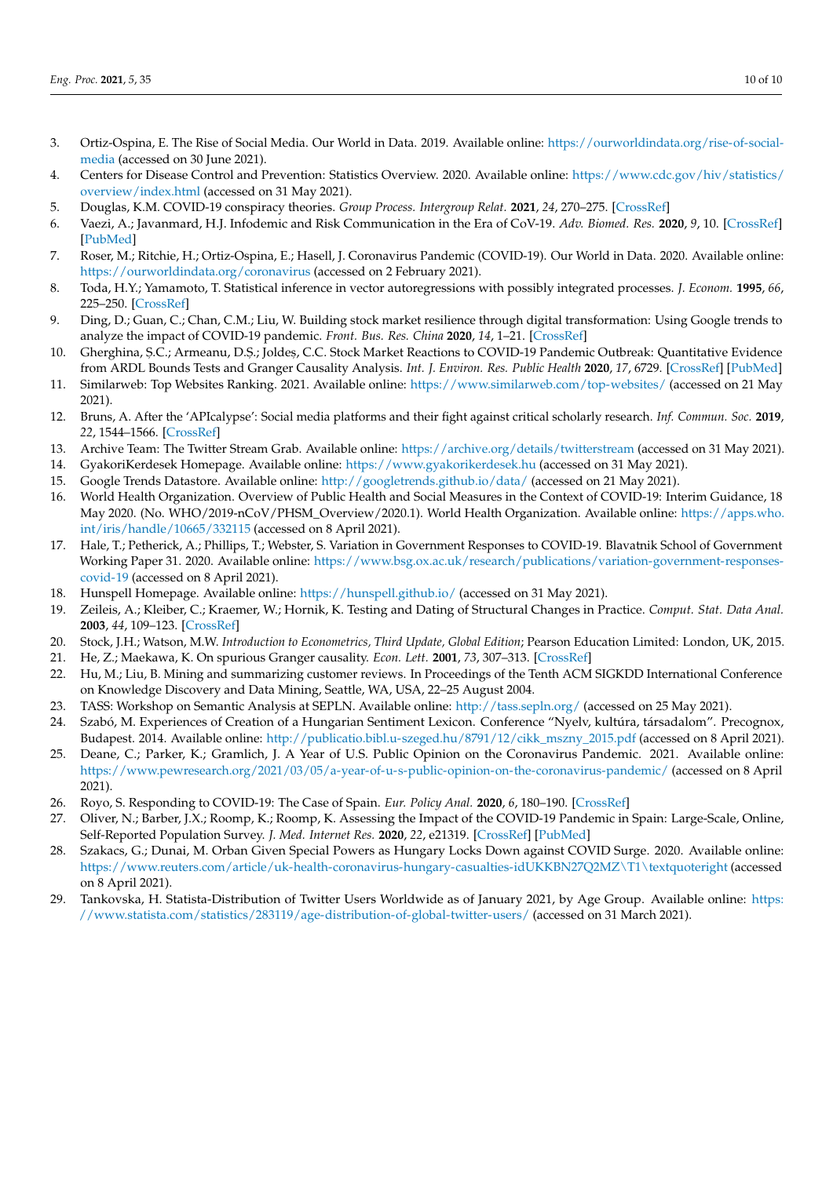3. Ortiz-Ospina, E. The Rise of Social Media. Our World in Data. 2019. Available online: https://ourworldindata.org/rise-of-social-media (accessed on 30 June 2021).
4. Centers for Disease Control and Prevention: Statistics Overview. 2020. Available online: https://www.cdc.gov/hiv/statistics/overview/index.html (accessed on 31 May 2021).
5. Douglas, K.M. COVID-19 conspiracy theories. *Group Process. Intergroup Relat.* **2021**, *24*, 270–275. [CrossRef]
6. Vaezi, A.; Javanmard, H.J. Infodemic and Risk Communication in the Era of CoV-19. *Adv. Biomed. Res.* **2020**, *9*, 10. [CrossRef] [PubMed]
7. Roser, M.; Ritchie, H.; Ortiz-Ospina, E.; Hasell, J. Coronavirus Pandemic (COVID-19). Our World in Data. 2020. Available online: https://ourworldindata.org/coronavirus (accessed on 2 February 2021).
8. Toda, H.Y.; Yamamoto, T. Statistical inference in vector autoregressions with possibly integrated processes. *J. Econom.* **1995**, *66*, 225–250. [CrossRef]
9. Ding, D.; Guan, C.; Chan, C.M.; Liu, W. Building stock market resilience through digital transformation: Using Google trends to analyze the impact of COVID-19 pandemic. *Front. Bus. Res. China* **2020**, *14*, 1–21. [CrossRef]
10. Gherghina, Ș.C.; Armeanu, D.Ș.; Joldeș, C.C. Stock Market Reactions to COVID-19 Pandemic Outbreak: Quantitative Evidence from ARDL Bounds Tests and Granger Causality Analysis. *Int. J. Environ. Res. Public Health* **2020**, *17*, 6729. [CrossRef] [PubMed]
11. Similarweb: Top Websites Ranking. 2021. Available online: https://www.similarweb.com/top-websites/ (accessed on 21 May 2021).
12. Bruns, A. After the 'APIcalypse': Social media platforms and their fight against critical scholarly research. *Inf. Commun. Soc.* **2019**, *22*, 1544–1566. [CrossRef]
13. Archive Team: The Twitter Stream Grab. Available online: https://archive.org/details/twitterstream (accessed on 31 May 2021).
14. GyakoriKerdesek Homepage. Available online: https://www.gyakorikerdesek.hu (accessed on 31 May 2021).
15. Google Trends Datastore. Available online: http://googletrends.github.io/data/ (accessed on 21 May 2021).
16. World Health Organization. Overview of Public Health and Social Measures in the Context of COVID-19: Interim Guidance, 18 May 2020. (No. WHO/2019-nCoV/PHSM_Overview/2020.1). World Health Organization. Available online: https://apps.who.int/iris/handle/10665/332115 (accessed on 8 April 2021).
17. Hale, T.; Petherick, A.; Phillips, T.; Webster, S. Variation in Government Responses to COVID-19. Blavatnik School of Government Working Paper 31. 2020. Available online: https://www.bsg.ox.ac.uk/research/publications/variation-government-responses-covid-19 (accessed on 8 April 2021).
18. Hunspell Homepage. Available online: https://hunspell.github.io/ (accessed on 31 May 2021).
19. Zeileis, A.; Kleiber, C.; Kraemer, W.; Hornik, K. Testing and Dating of Structural Changes in Practice. *Comput. Stat. Data Anal.* **2003**, *44*, 109–123. [CrossRef]
20. Stock, J.H.; Watson, M.W. *Introduction to Econometrics, Third Update, Global Edition*; Pearson Education Limited: London, UK, 2015.
21. He, Z.; Maekawa, K. On spurious Granger causality. *Econ. Lett.* **2001**, *73*, 307–313. [CrossRef]
22. Hu, M.; Liu, B. Mining and summarizing customer reviews. In Proceedings of the Tenth ACM SIGKDD International Conference on Knowledge Discovery and Data Mining, Seattle, WA, USA, 22–25 August 2004.
23. TASS: Workshop on Semantic Analysis at SEPLN. Available online: http://tass.sepln.org/ (accessed on 25 May 2021).
24. Szabó, M. Experiences of Creation of a Hungarian Sentiment Lexicon. Conference "Nyelv, kultúra, társadalom". Precognox, Budapest. 2014. Available online: http://publicatio.bibl.u-szeged.hu/8791/12/cikk_mszny_2015.pdf (accessed on 8 April 2021).
25. Deane, C.; Parker, K.; Gramlich, J. A Year of U.S. Public Opinion on the Coronavirus Pandemic. 2021. Available online: https://www.pewresearch.org/2021/03/05/a-year-of-u-s-public-opinion-on-the-coronavirus-pandemic/ (accessed on 8 April 2021).
26. Royo, S. Responding to COVID-19: The Case of Spain. *Eur. Policy Anal.* **2020**, *6*, 180–190. [CrossRef]
27. Oliver, N.; Barber, J.X.; Roomp, K.; Roomp, K. Assessing the Impact of the COVID-19 Pandemic in Spain: Large-Scale, Online, Self-Reported Population Survey. *J. Med. Internet Res.* **2020**, *22*, e21319. [CrossRef] [PubMed]
28. Szakacs, G.; Dunai, M. Orban Given Special Powers as Hungary Locks Down against COVID Surge. 2020. Available online: https://www.reuters.com/article/uk-health-coronavirus-hungary-casualties-idUKKBN27Q2MZ\T1\textquoteright (accessed on 8 April 2021).
29. Tankovska, H. Statista-Distribution of Twitter Users Worldwide as of January 2021, by Age Group. Available online: https://www.statista.com/statistics/283119/age-distribution-of-global-twitter-users/ (accessed on 31 March 2021).